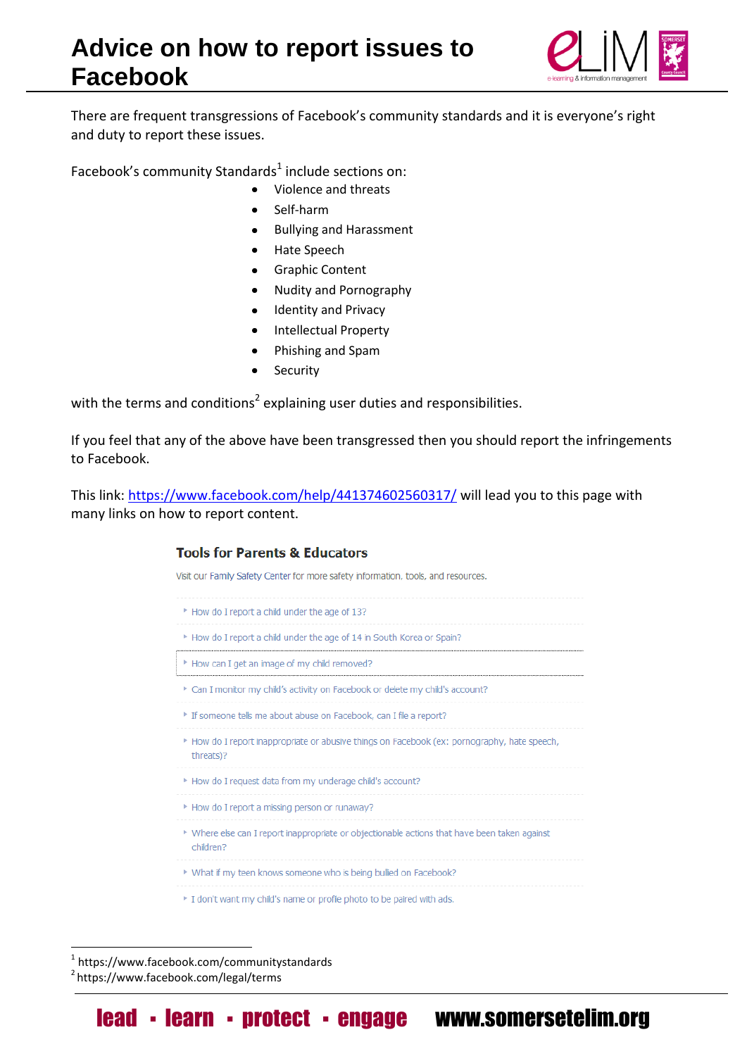# Advice on how to report issues to Facebook

There are frequent transgressions of Facebook's community standards and it is everyone's right and duty to report these issues.

Facebook's community Standards[1] include sections on:

- Violence and threats
- Self-harm
- Bullying and Harassment
- Hate Speech
- Graphic Content
- Nudity and Pornography
- Identity and Privacy
- Intellectual Property
- Phishing and Spam
- Security

with the terms and conditions[2] explaining user duties and responsibilities.

If you feel that any of the above have been transgressed then you should report the infringements to Facebook.

This link: https://www.facebook.com/help/441374602560317/ will lead you to this page with many links on how to report content.

**Tools for Parents & Educators**

Visit our Family Safety Center for more safety information, tools, and resources.

- How do I report a child under the age of 13?
- How do I report a child under the age of 14 in South Korea or Spain?
- How can I get an image of my child removed?
- Can I monitor my child's activity on Facebook or delete my child's account?
- If someone tells me about abuse on Facebook, can I file a report?
- How do I report inappropriate or abusive things on Facebook (ex: pornography, hate speech, threats)?
- How do I request data from my underage child's account?
- How do I report a missing person or runaway?
- Where else can I report inappropriate or objectionable actions that have been taken against children?
- What if my teen knows someone who is being bullied on Facebook?
- I don't want my child's name or profile photo to be paired with ads.

---

[1] https://www.facebook.com/communitystandards

[2] https://www.facebook.com/legal/terms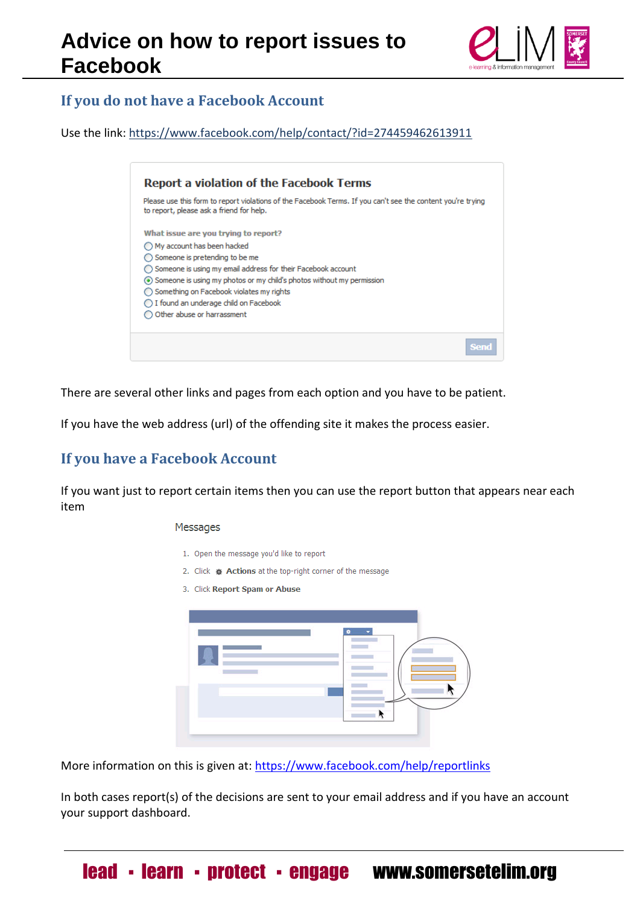# Advice on how to report issues to Facebook

## If you do not have a Facebook Account

Use the link: https://www.facebook.com/help/contact/?id=274459462613911

**Report a violation of the Facebook Terms**

Please use this form to report violations of the Facebook Terms. If you can't see the content you're trying to report, please ask a friend for help.

What issue are you trying to report?

- My account has been hacked
- Someone is pretending to be me
- Someone is using my email address for their Facebook account
- Someone is using my photos or my child's photos without my permission
- Something on Facebook violates my rights
- I found an underage child on Facebook
- Other abuse or harrassment

Send

There are several other links and pages from each option and you have to be patient.

If you have the web address (url) of the offending site it makes the process easier.

## If you have a Facebook Account

If you want just to report certain items then you can use the report button that appears near each item

Messages

1. Open the message you'd like to report
2. Click **Actions** at the top-right corner of the message
3. Click **Report Spam or Abuse**

More information on this is given at: https://www.facebook.com/help/reportlinks

In both cases report(s) of the decisions are sent to your email address and if you have an account your support dashboard.